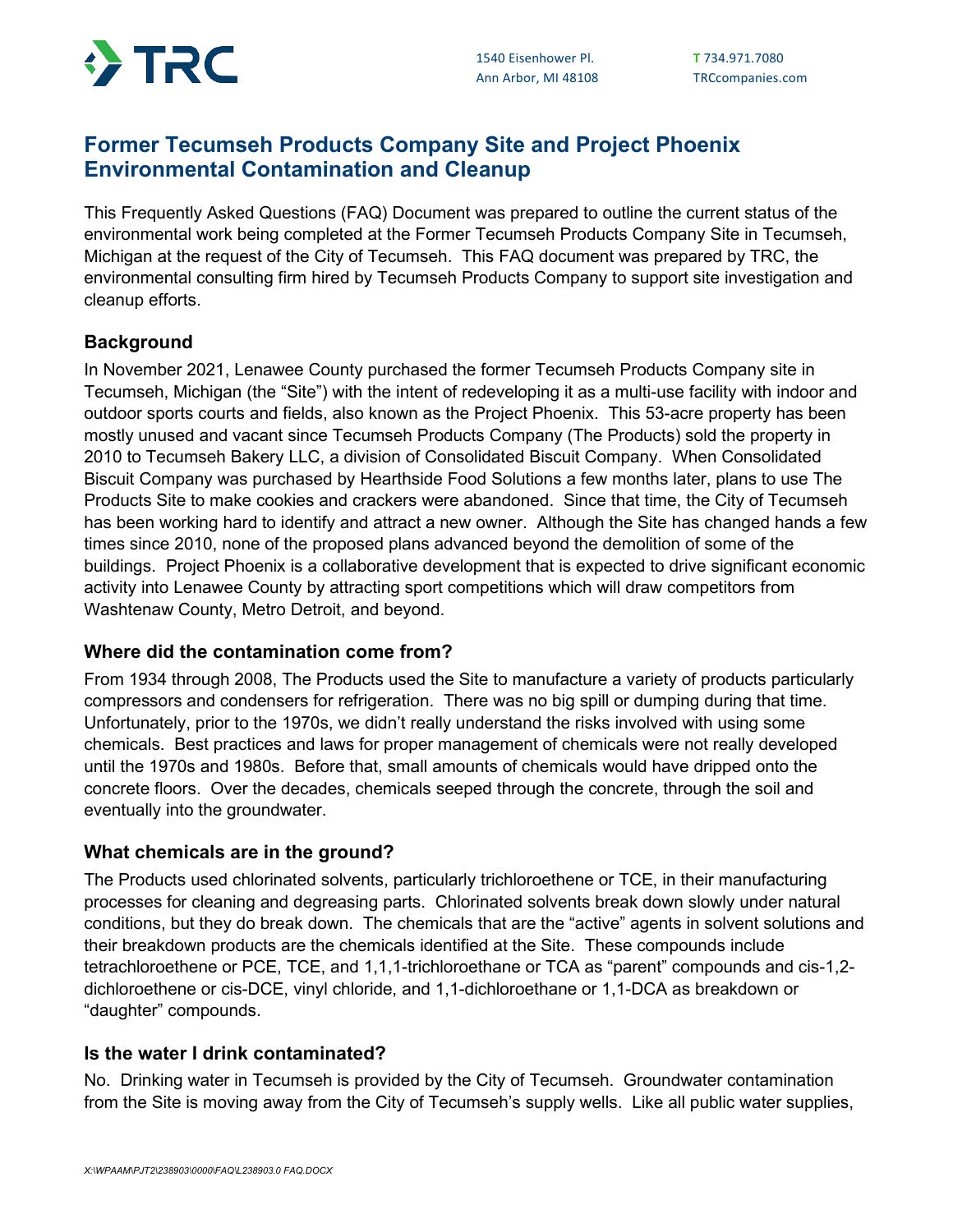TRC

1540 Eisenhower Pl.
Ann Arbor, MI 48108

T 734.971.7080
TRCcompanies.com

# Former Tecumseh Products Company Site and Project Phoenix Environmental Contamination and Cleanup

This Frequently Asked Questions (FAQ) Document was prepared to outline the current status of the environmental work being completed at the Former Tecumseh Products Company Site in Tecumseh, Michigan at the request of the City of Tecumseh. This FAQ document was prepared by TRC, the environmental consulting firm hired by Tecumseh Products Company to support site investigation and cleanup efforts.

## Background

In November 2021, Lenawee County purchased the former Tecumseh Products Company site in Tecumseh, Michigan (the "Site") with the intent of redeveloping it as a multi-use facility with indoor and outdoor sports courts and fields, also known as the Project Phoenix. This 53-acre property has been mostly unused and vacant since Tecumseh Products Company (The Products) sold the property in 2010 to Tecumseh Bakery LLC, a division of Consolidated Biscuit Company. When Consolidated Biscuit Company was purchased by Hearthside Food Solutions a few months later, plans to use The Products Site to make cookies and crackers were abandoned. Since that time, the City of Tecumseh has been working hard to identify and attract a new owner. Although the Site has changed hands a few times since 2010, none of the proposed plans advanced beyond the demolition of some of the buildings. Project Phoenix is a collaborative development that is expected to drive significant economic activity into Lenawee County by attracting sport competitions which will draw competitors from Washtenaw County, Metro Detroit, and beyond.

## Where did the contamination come from?

From 1934 through 2008, The Products used the Site to manufacture a variety of products particularly compressors and condensers for refrigeration. There was no big spill or dumping during that time. Unfortunately, prior to the 1970s, we didn't really understand the risks involved with using some chemicals. Best practices and laws for proper management of chemicals were not really developed until the 1970s and 1980s. Before that, small amounts of chemicals would have dripped onto the concrete floors. Over the decades, chemicals seeped through the concrete, through the soil and eventually into the groundwater.

## What chemicals are in the ground?

The Products used chlorinated solvents, particularly trichloroethene or TCE, in their manufacturing processes for cleaning and degreasing parts. Chlorinated solvents break down slowly under natural conditions, but they do break down. The chemicals that are the "active" agents in solvent solutions and their breakdown products are the chemicals identified at the Site. These compounds include tetrachloroethene or PCE, TCE, and 1,1,1-trichloroethane or TCA as "parent" compounds and cis-1,2-dichloroethene or cis-DCE, vinyl chloride, and 1,1-dichloroethane or 1,1-DCA as breakdown or "daughter" compounds.

## Is the water I drink contaminated?

No. Drinking water in Tecumseh is provided by the City of Tecumseh. Groundwater contamination from the Site is moving away from the City of Tecumseh's supply wells. Like all public water supplies,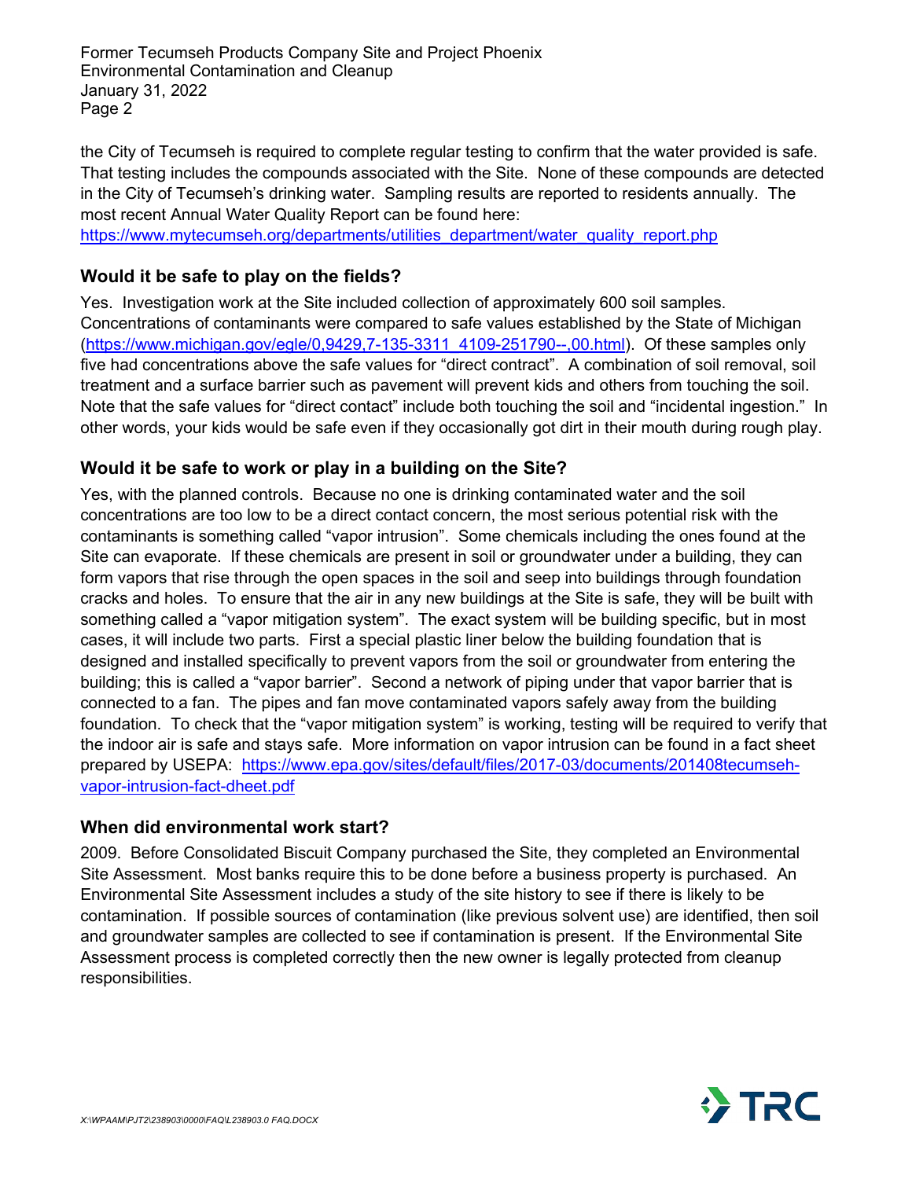the City of Tecumseh is required to complete regular testing to confirm that the water provided is safe. That testing includes the compounds associated with the Site. None of these compounds are detected in the City of Tecumseh's drinking water. Sampling results are reported to residents annually. The most recent Annual Water Quality Report can be found here: https://www.mytecumseh.org/departments/utilities_department/water_quality_report.php

## Would it be safe to play on the fields?

Yes. Investigation work at the Site included collection of approximately 600 soil samples. Concentrations of contaminants were compared to safe values established by the State of Michigan (https://www.michigan.gov/egle/0,9429,7-135-3311_4109-251790--,00.html). Of these samples only five had concentrations above the safe values for "direct contract". A combination of soil removal, soil treatment and a surface barrier such as pavement will prevent kids and others from touching the soil. Note that the safe values for "direct contact" include both touching the soil and "incidental ingestion." In other words, your kids would be safe even if they occasionally got dirt in their mouth during rough play.

## Would it be safe to work or play in a building on the Site?

Yes, with the planned controls. Because no one is drinking contaminated water and the soil concentrations are too low to be a direct contact concern, the most serious potential risk with the contaminants is something called "vapor intrusion". Some chemicals including the ones found at the Site can evaporate. If these chemicals are present in soil or groundwater under a building, they can form vapors that rise through the open spaces in the soil and seep into buildings through foundation cracks and holes. To ensure that the air in any new buildings at the Site is safe, they will be built with something called a "vapor mitigation system". The exact system will be building specific, but in most cases, it will include two parts. First a special plastic liner below the building foundation that is designed and installed specifically to prevent vapors from the soil or groundwater from entering the building; this is called a "vapor barrier". Second a network of piping under that vapor barrier that is connected to a fan. The pipes and fan move contaminated vapors safely away from the building foundation. To check that the "vapor mitigation system" is working, testing will be required to verify that the indoor air is safe and stays safe. More information on vapor intrusion can be found in a fact sheet prepared by USEPA: https://www.epa.gov/sites/default/files/2017-03/documents/201408tecumseh-vapor-intrusion-fact-dheet.pdf

## When did environmental work start?

2009. Before Consolidated Biscuit Company purchased the Site, they completed an Environmental Site Assessment. Most banks require this to be done before a business property is purchased. An Environmental Site Assessment includes a study of the site history to see if there is likely to be contamination. If possible sources of contamination (like previous solvent use) are identified, then soil and groundwater samples are collected to see if contamination is present. If the Environmental Site Assessment process is completed correctly then the new owner is legally protected from cleanup responsibilities.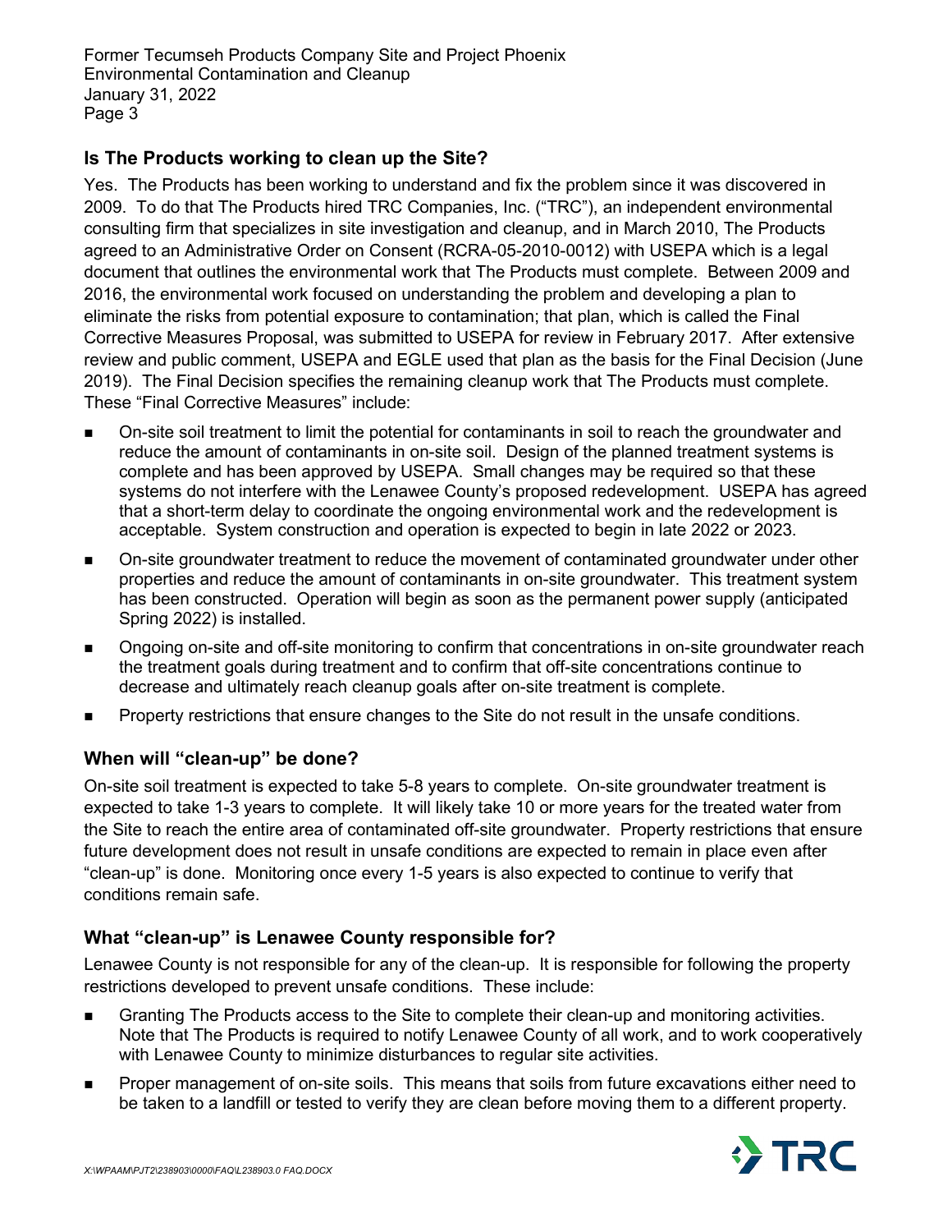## Is The Products working to clean up the Site?

Yes. The Products has been working to understand and fix the problem since it was discovered in 2009. To do that The Products hired TRC Companies, Inc. ("TRC"), an independent environmental consulting firm that specializes in site investigation and cleanup, and in March 2010, The Products agreed to an Administrative Order on Consent (RCRA-05-2010-0012) with USEPA which is a legal document that outlines the environmental work that The Products must complete. Between 2009 and 2016, the environmental work focused on understanding the problem and developing a plan to eliminate the risks from potential exposure to contamination; that plan, which is called the Final Corrective Measures Proposal, was submitted to USEPA for review in February 2017. After extensive review and public comment, USEPA and EGLE used that plan as the basis for the Final Decision (June 2019). The Final Decision specifies the remaining cleanup work that The Products must complete. These "Final Corrective Measures" include:

- On-site soil treatment to limit the potential for contaminants in soil to reach the groundwater and reduce the amount of contaminants in on-site soil. Design of the planned treatment systems is complete and has been approved by USEPA. Small changes may be required so that these systems do not interfere with the Lenawee County's proposed redevelopment. USEPA has agreed that a short-term delay to coordinate the ongoing environmental work and the redevelopment is acceptable. System construction and operation is expected to begin in late 2022 or 2023.
- On-site groundwater treatment to reduce the movement of contaminated groundwater under other properties and reduce the amount of contaminants in on-site groundwater. This treatment system has been constructed. Operation will begin as soon as the permanent power supply (anticipated Spring 2022) is installed.
- Ongoing on-site and off-site monitoring to confirm that concentrations in on-site groundwater reach the treatment goals during treatment and to confirm that off-site concentrations continue to decrease and ultimately reach cleanup goals after on-site treatment is complete.
- Property restrictions that ensure changes to the Site do not result in the unsafe conditions.

## When will "clean-up" be done?

On-site soil treatment is expected to take 5-8 years to complete. On-site groundwater treatment is expected to take 1-3 years to complete. It will likely take 10 or more years for the treated water from the Site to reach the entire area of contaminated off-site groundwater. Property restrictions that ensure future development does not result in unsafe conditions are expected to remain in place even after "clean-up" is done. Monitoring once every 1-5 years is also expected to continue to verify that conditions remain safe.

## What "clean-up" is Lenawee County responsible for?

Lenawee County is not responsible for any of the clean-up. It is responsible for following the property restrictions developed to prevent unsafe conditions. These include:

- Granting The Products access to the Site to complete their clean-up and monitoring activities. Note that The Products is required to notify Lenawee County of all work, and to work cooperatively with Lenawee County to minimize disturbances to regular site activities.
- Proper management of on-site soils. This means that soils from future excavations either need to be taken to a landfill or tested to verify they are clean before moving them to a different property.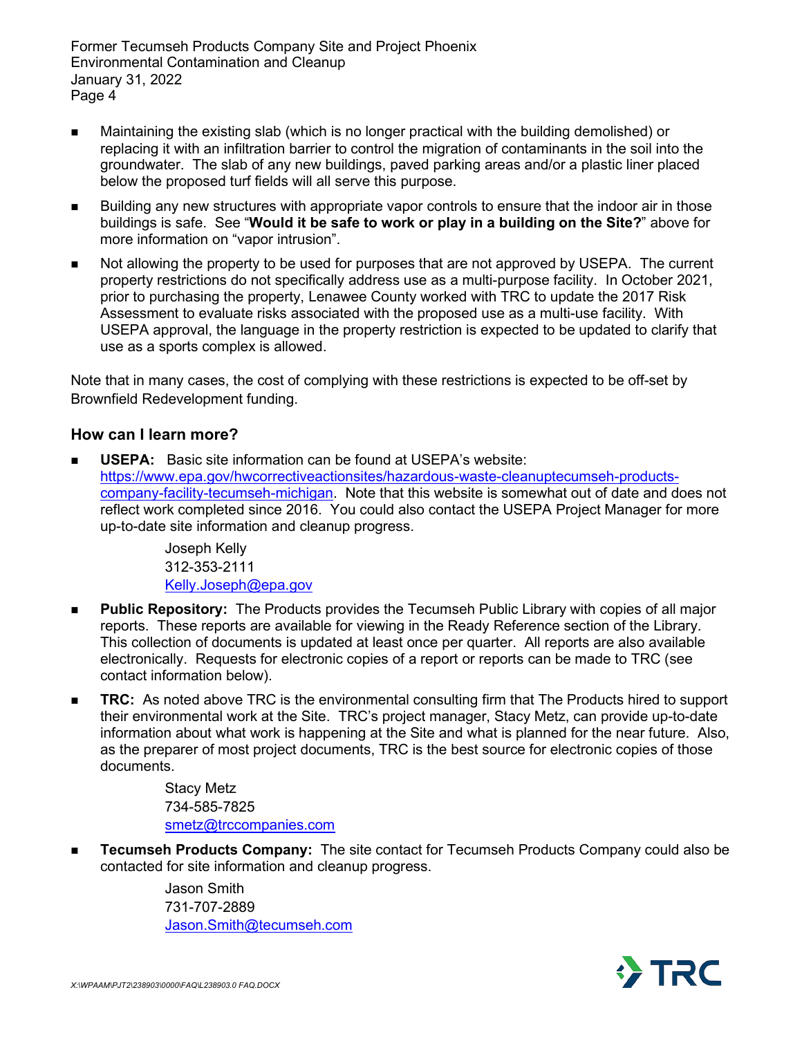- Maintaining the existing slab (which is no longer practical with the building demolished) or replacing it with an infiltration barrier to control the migration of contaminants in the soil into the groundwater. The slab of any new buildings, paved parking areas and/or a plastic liner placed below the proposed turf fields will all serve this purpose.
- Building any new structures with appropriate vapor controls to ensure that the indoor air in those buildings is safe. See "**Would it be safe to work or play in a building on the Site?**" above for more information on "vapor intrusion".
- Not allowing the property to be used for purposes that are not approved by USEPA. The current property restrictions do not specifically address use as a multi-purpose facility. In October 2021, prior to purchasing the property, Lenawee County worked with TRC to update the 2017 Risk Assessment to evaluate risks associated with the proposed use as a multi-use facility. With USEPA approval, the language in the property restriction is expected to be updated to clarify that use as a sports complex is allowed.

Note that in many cases, the cost of complying with these restrictions is expected to be off-set by Brownfield Redevelopment funding.

## How can I learn more?

- **USEPA:** Basic site information can be found at USEPA's website: https://www.epa.gov/hwcorrectiveactionsites/hazardous-waste-cleanuptecumseh-products-company-facility-tecumseh-michigan. Note that this website is somewhat out of date and does not reflect work completed since 2016. You could also contact the USEPA Project Manager for more up-to-date site information and cleanup progress.

  Joseph Kelly
  312-353-2111
  Kelly.Joseph@epa.gov

- **Public Repository:** The Products provides the Tecumseh Public Library with copies of all major reports. These reports are available for viewing in the Ready Reference section of the Library. This collection of documents is updated at least once per quarter. All reports are also available electronically. Requests for electronic copies of a report or reports can be made to TRC (see contact information below).
- **TRC:** As noted above TRC is the environmental consulting firm that The Products hired to support their environmental work at the Site. TRC's project manager, Stacy Metz, can provide up-to-date information about what work is happening at the Site and what is planned for the near future. Also, as the preparer of most project documents, TRC is the best source for electronic copies of those documents.

  Stacy Metz
  734-585-7825
  smetz@trccompanies.com

- **Tecumseh Products Company:** The site contact for Tecumseh Products Company could also be contacted for site information and cleanup progress.

  Jason Smith
  731-707-2889
  Jason.Smith@tecumseh.com